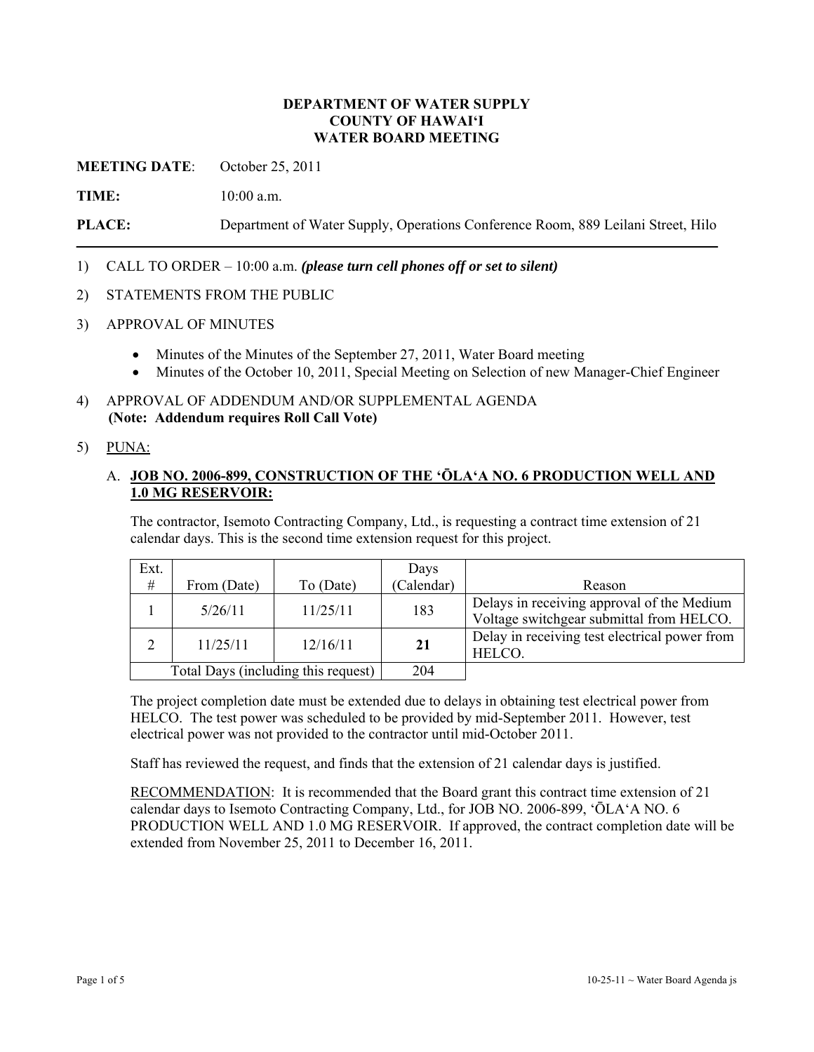**DEPARTMENT OF WATER SUPPLY**
**COUNTY OF HAWAI'I**
**WATER BOARD MEETING**

**MEETING DATE**: October 25, 2011

**TIME:** 10:00 a.m.

**PLACE:** Department of Water Supply, Operations Conference Room, 889 Leilani Street, Hilo

---

1) CALL TO ORDER – 10:00 a.m. ***(please turn cell phones off or set to silent)***

2) STATEMENTS FROM THE PUBLIC

3) APPROVAL OF MINUTES

   - Minutes of the Minutes of the September 27, 2011, Water Board meeting
   - Minutes of the October 10, 2011, Special Meeting on Selection of new Manager-Chief Engineer

4) APPROVAL OF ADDENDUM AND/OR SUPPLEMENTAL AGENDA
   **(Note: Addendum requires Roll Call Vote)**

5) PUNA:

   A. **JOB NO. 2006-899, CONSTRUCTION OF THE 'ŌLA'A NO. 6 PRODUCTION WELL AND 1.0 MG RESERVOIR:**

   The contractor, Isemoto Contracting Company, Ltd., is requesting a contract time extension of 21 calendar days. This is the second time extension request for this project.

| Ext. # | From (Date) | To (Date) | Days (Calendar) | Reason |
|---|---|---|---|---|
| 1 | 5/26/11 | 11/25/11 | 183 | Delays in receiving approval of the Medium Voltage switchgear submittal from HELCO. |
| 2 | 11/25/11 | 12/16/11 | **21** | Delay in receiving test electrical power from HELCO. |
| Total Days (including this request) | | | 204 | |

   The project completion date must be extended due to delays in obtaining test electrical power from HELCO. The test power was scheduled to be provided by mid-September 2011. However, test electrical power was not provided to the contractor until mid-October 2011.

   Staff has reviewed the request, and finds that the extension of 21 calendar days is justified.

   RECOMMENDATION: It is recommended that the Board grant this contract time extension of 21 calendar days to Isemoto Contracting Company, Ltd., for JOB NO. 2006-899, 'ŌLA'A NO. 6 PRODUCTION WELL AND 1.0 MG RESERVOIR. If approved, the contract completion date will be extended from November 25, 2011 to December 16, 2011.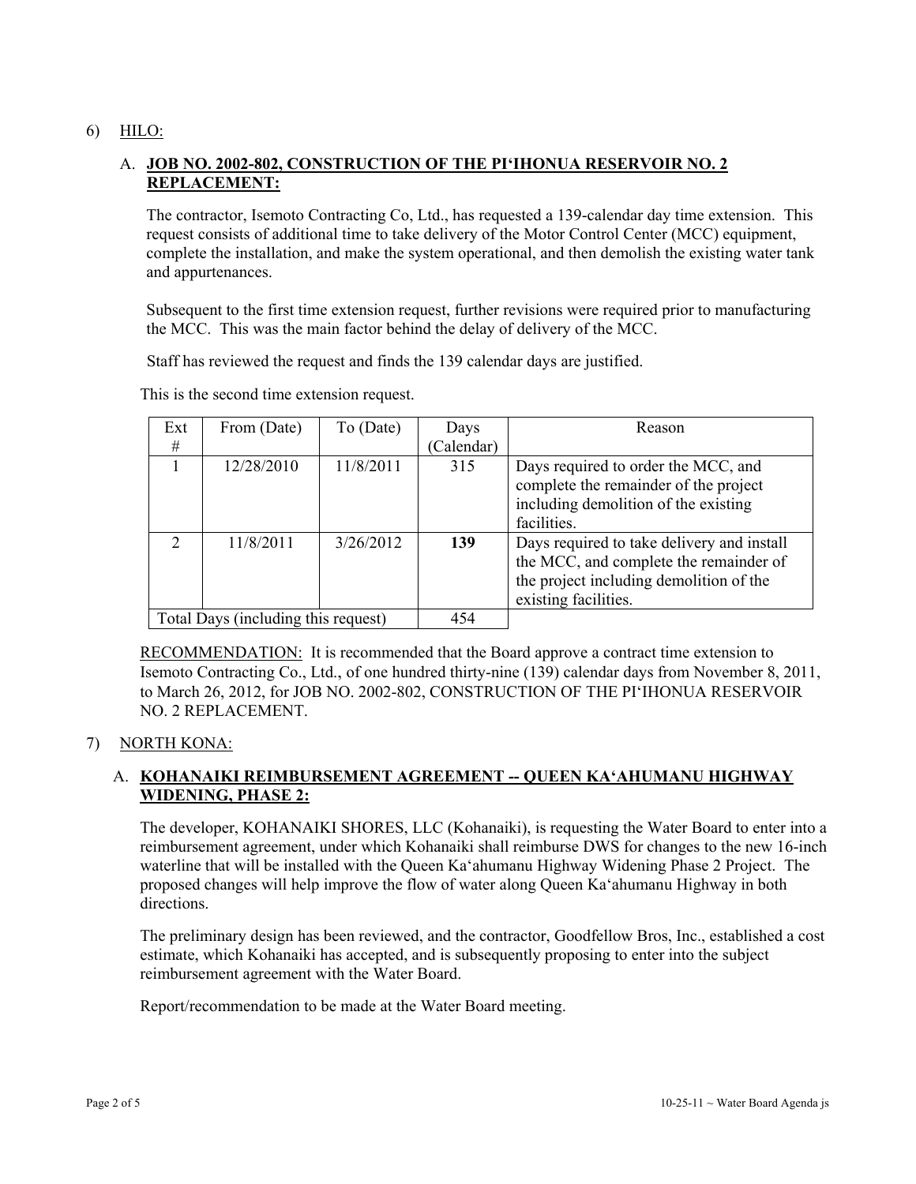6) <u>HILO:</u>

A. **JOB NO. 2002-802, CONSTRUCTION OF THE PIʻIHONUA RESERVOIR NO. 2 REPLACEMENT:**

The contractor, Isemoto Contracting Co, Ltd., has requested a 139-calendar day time extension. This request consists of additional time to take delivery of the Motor Control Center (MCC) equipment, complete the installation, and make the system operational, and then demolish the existing water tank and appurtenances.

Subsequent to the first time extension request, further revisions were required prior to manufacturing the MCC. This was the main factor behind the delay of delivery of the MCC.

Staff has reviewed the request and finds the 139 calendar days are justified.

This is the second time extension request.

| Ext # | From (Date) | To (Date) | Days (Calendar) | Reason |
|---|---|---|---|---|
| 1 | 12/28/2010 | 11/8/2011 | 315 | Days required to order the MCC, and complete the remainder of the project including demolition of the existing facilities. |
| 2 | 11/8/2011 | 3/26/2012 | **139** | Days required to take delivery and install the MCC, and complete the remainder of the project including demolition of the existing facilities. |
| Total Days (including this request) | | | 454 | |

<u>RECOMMENDATION:</u> It is recommended that the Board approve a contract time extension to Isemoto Contracting Co., Ltd., of one hundred thirty-nine (139) calendar days from November 8, 2011, to March 26, 2012, for JOB NO. 2002-802, CONSTRUCTION OF THE PIʻIHONUA RESERVOIR NO. 2 REPLACEMENT.

7) <u>NORTH KONA:</u>

A. **KOHANAIKI REIMBURSEMENT AGREEMENT -- QUEEN KAʻAHUMANU HIGHWAY WIDENING, PHASE 2:**

The developer, KOHANAIKI SHORES, LLC (Kohanaiki), is requesting the Water Board to enter into a reimbursement agreement, under which Kohanaiki shall reimburse DWS for changes to the new 16-inch waterline that will be installed with the Queen Kaʻahumanu Highway Widening Phase 2 Project. The proposed changes will help improve the flow of water along Queen Kaʻahumanu Highway in both directions.

The preliminary design has been reviewed, and the contractor, Goodfellow Bros, Inc., established a cost estimate, which Kohanaiki has accepted, and is subsequently proposing to enter into the subject reimbursement agreement with the Water Board.

Report/recommendation to be made at the Water Board meeting.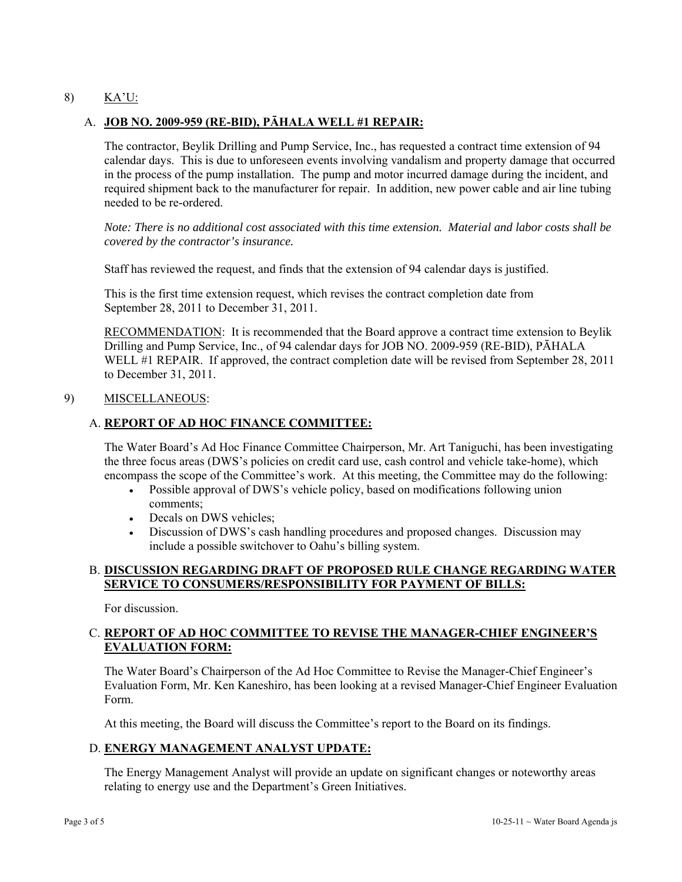8) KA'U:

## A. JOB NO. 2009-959 (RE-BID), PĀHALA WELL #1 REPAIR:

The contractor, Beylik Drilling and Pump Service, Inc., has requested a contract time extension of 94 calendar days. This is due to unforeseen events involving vandalism and property damage that occurred in the process of the pump installation. The pump and motor incurred damage during the incident, and required shipment back to the manufacturer for repair. In addition, new power cable and air line tubing needed to be re-ordered.

*Note: There is no additional cost associated with this time extension. Material and labor costs shall be covered by the contractor's insurance.*

Staff has reviewed the request, and finds that the extension of 94 calendar days is justified.

This is the first time extension request, which revises the contract completion date from September 28, 2011 to December 31, 2011.

RECOMMENDATION: It is recommended that the Board approve a contract time extension to Beylik Drilling and Pump Service, Inc., of 94 calendar days for JOB NO. 2009-959 (RE-BID), PĀHALA WELL #1 REPAIR. If approved, the contract completion date will be revised from September 28, 2011 to December 31, 2011.

9) MISCELLANEOUS:

## A. REPORT OF AD HOC FINANCE COMMITTEE:

The Water Board's Ad Hoc Finance Committee Chairperson, Mr. Art Taniguchi, has been investigating the three focus areas (DWS's policies on credit card use, cash control and vehicle take-home), which encompass the scope of the Committee's work. At this meeting, the Committee may do the following:

- Possible approval of DWS's vehicle policy, based on modifications following union comments;
- Decals on DWS vehicles;
- Discussion of DWS's cash handling procedures and proposed changes. Discussion may include a possible switchover to Oahu's billing system.

## B. DISCUSSION REGARDING DRAFT OF PROPOSED RULE CHANGE REGARDING WATER SERVICE TO CONSUMERS/RESPONSIBILITY FOR PAYMENT OF BILLS:

For discussion.

## C. REPORT OF AD HOC COMMITTEE TO REVISE THE MANAGER-CHIEF ENGINEER'S EVALUATION FORM:

The Water Board's Chairperson of the Ad Hoc Committee to Revise the Manager-Chief Engineer's Evaluation Form, Mr. Ken Kaneshiro, has been looking at a revised Manager-Chief Engineer Evaluation Form.

At this meeting, the Board will discuss the Committee's report to the Board on its findings.

## D. ENERGY MANAGEMENT ANALYST UPDATE:

The Energy Management Analyst will provide an update on significant changes or noteworthy areas relating to energy use and the Department's Green Initiatives.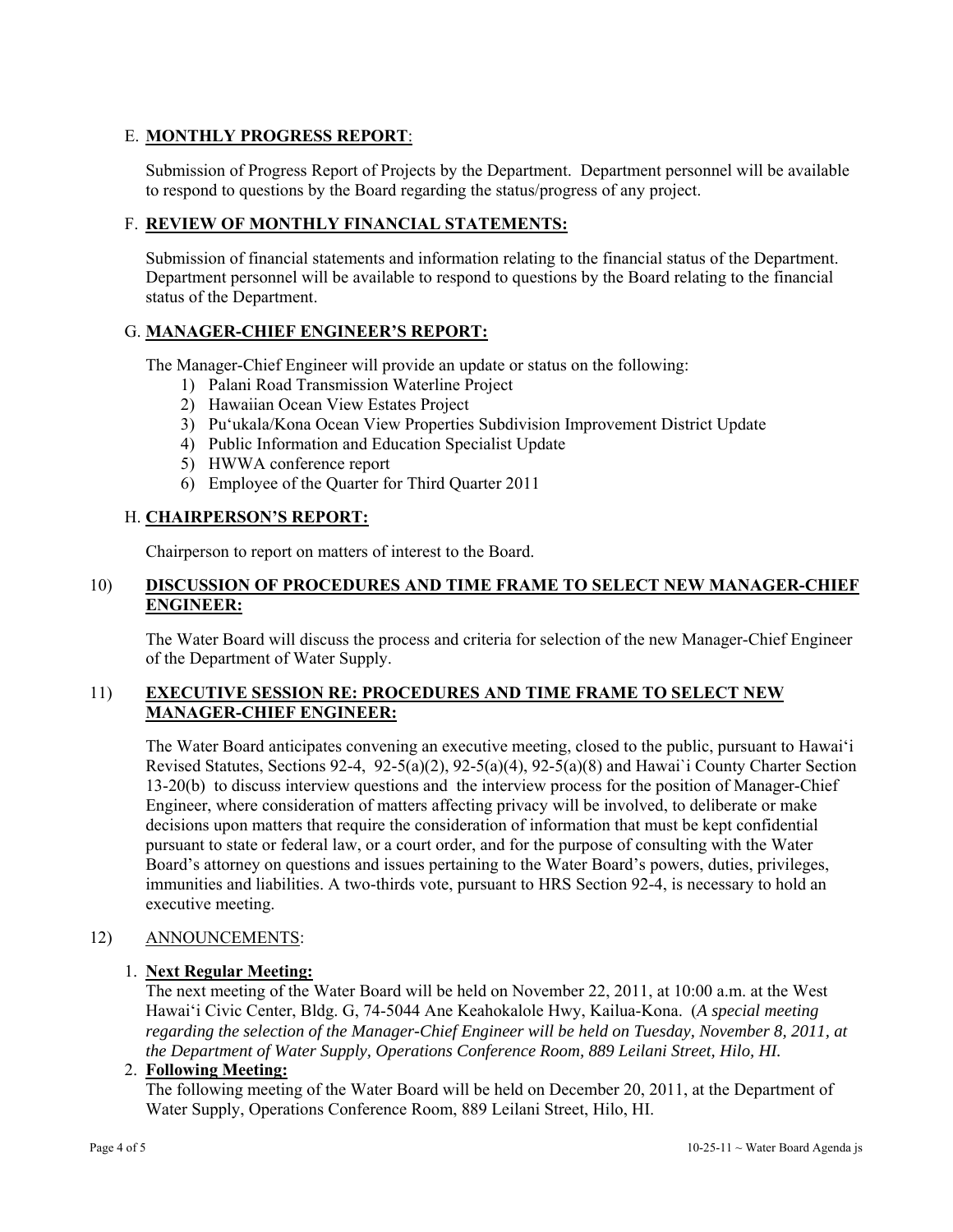E. **MONTHLY PROGRESS REPORT**:

Submission of Progress Report of Projects by the Department. Department personnel will be available to respond to questions by the Board regarding the status/progress of any project.

F. **REVIEW OF MONTHLY FINANCIAL STATEMENTS:**

Submission of financial statements and information relating to the financial status of the Department. Department personnel will be available to respond to questions by the Board relating to the financial status of the Department.

G. **MANAGER-CHIEF ENGINEER'S REPORT:**

The Manager-Chief Engineer will provide an update or status on the following:

1) Palani Road Transmission Waterline Project
2) Hawaiian Ocean View Estates Project
3) Pu'ukala/Kona Ocean View Properties Subdivision Improvement District Update
4) Public Information and Education Specialist Update
5) HWWA conference report
6) Employee of the Quarter for Third Quarter 2011

H. **CHAIRPERSON'S REPORT:**

Chairperson to report on matters of interest to the Board.

10) **DISCUSSION OF PROCEDURES AND TIME FRAME TO SELECT NEW MANAGER-CHIEF ENGINEER:**

The Water Board will discuss the process and criteria for selection of the new Manager-Chief Engineer of the Department of Water Supply.

11) **EXECUTIVE SESSION RE: PROCEDURES AND TIME FRAME TO SELECT NEW MANAGER-CHIEF ENGINEER:**

The Water Board anticipates convening an executive meeting, closed to the public, pursuant to Hawai'i Revised Statutes, Sections 92-4, 92-5(a)(2), 92-5(a)(4), 92-5(a)(8) and Hawai`i County Charter Section 13-20(b) to discuss interview questions and the interview process for the position of Manager-Chief Engineer, where consideration of matters affecting privacy will be involved, to deliberate or make decisions upon matters that require the consideration of information that must be kept confidential pursuant to state or federal law, or a court order, and for the purpose of consulting with the Water Board's attorney on questions and issues pertaining to the Water Board's powers, duties, privileges, immunities and liabilities. A two-thirds vote, pursuant to HRS Section 92-4, is necessary to hold an executive meeting.

12) ANNOUNCEMENTS:

1. **Next Regular Meeting:**
   The next meeting of the Water Board will be held on November 22, 2011, at 10:00 a.m. at the West Hawai'i Civic Center, Bldg. G, 74-5044 Ane Keahokalole Hwy, Kailua-Kona. (*A special meeting regarding the selection of the Manager-Chief Engineer will be held on Tuesday, November 8, 2011, at the Department of Water Supply, Operations Conference Room, 889 Leilani Street, Hilo, HI.*

2. **Following Meeting:**
   The following meeting of the Water Board will be held on December 20, 2011, at the Department of Water Supply, Operations Conference Room, 889 Leilani Street, Hilo, HI.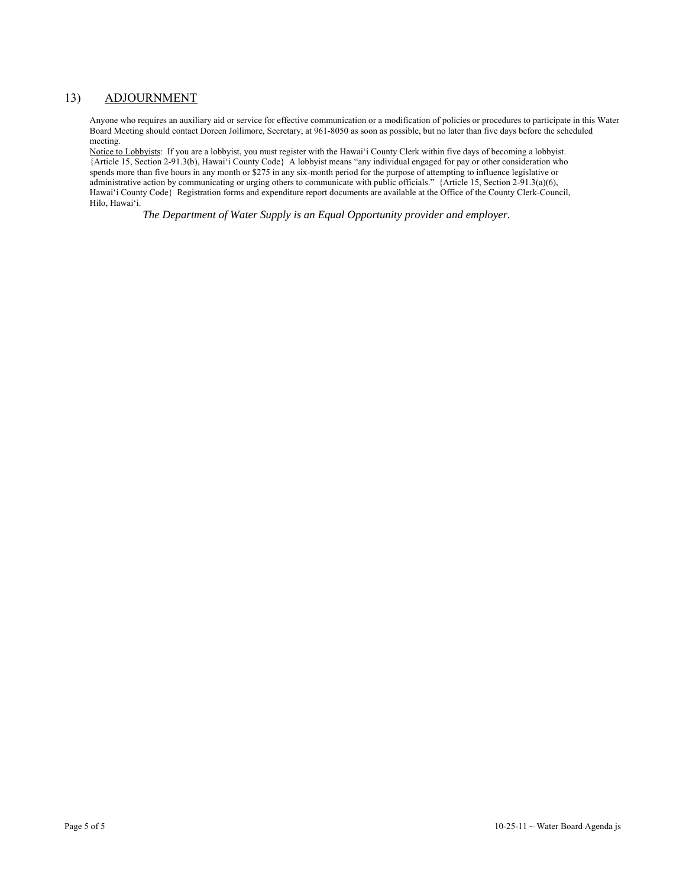## 13) ADJOURNMENT

Anyone who requires an auxiliary aid or service for effective communication or a modification of policies or procedures to participate in this Water Board Meeting should contact Doreen Jollimore, Secretary, at 961-8050 as soon as possible, but no later than five days before the scheduled meeting.

Notice to Lobbyists: If you are a lobbyist, you must register with the Hawai'i County Clerk within five days of becoming a lobbyist. {Article 15, Section 2-91.3(b), Hawai'i County Code} A lobbyist means "any individual engaged for pay or other consideration who spends more than five hours in any month or $275 in any six-month period for the purpose of attempting to influence legislative or administrative action by communicating or urging others to communicate with public officials." {Article 15, Section 2-91.3(a)(6), Hawai'i County Code} Registration forms and expenditure report documents are available at the Office of the County Clerk-Council, Hilo, Hawai'i.

*The Department of Water Supply is an Equal Opportunity provider and employer.*